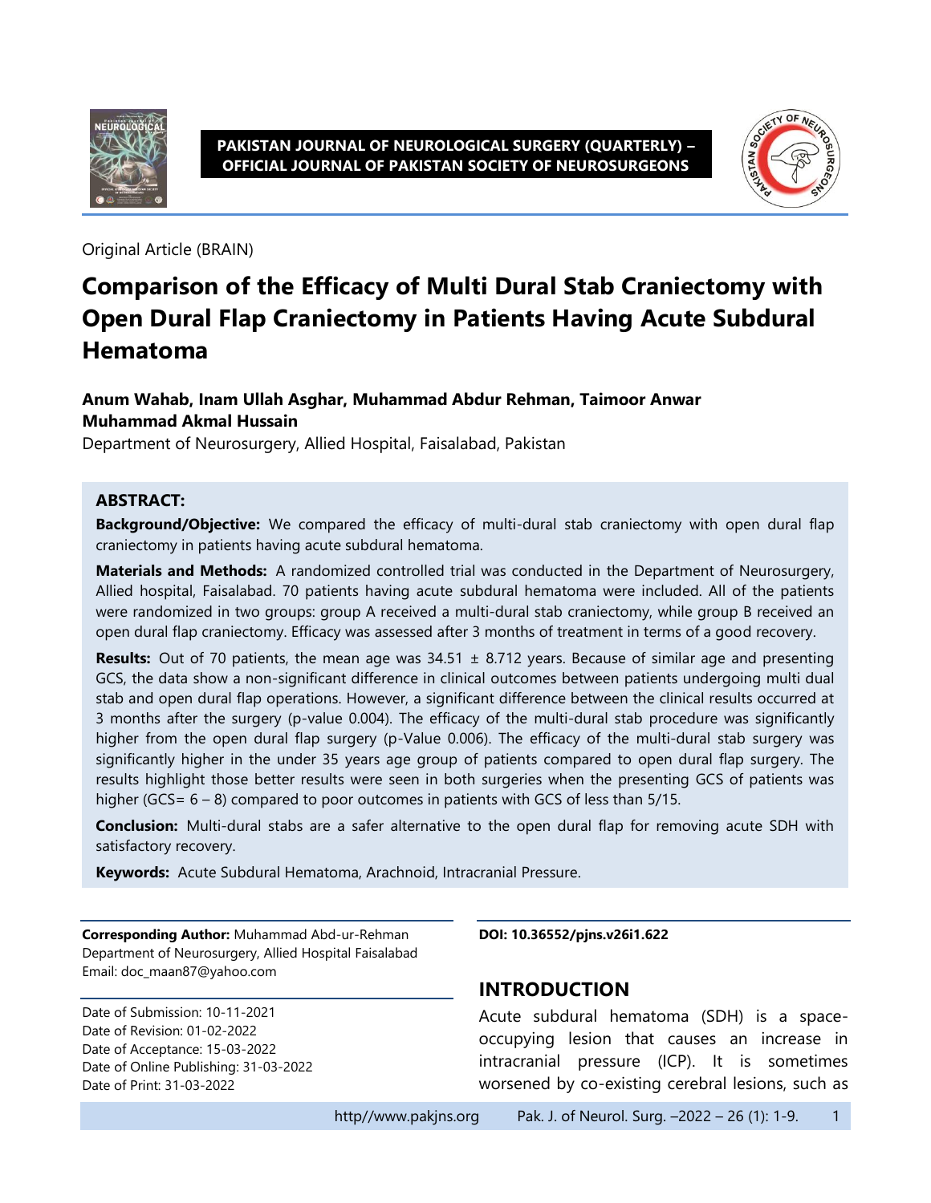Original Article (BRAIN)

# Comparison of the Efficacy of Multi Dural Stab Craniectomy with Open Dural Flap Craniectomy in Patients Having Acute Subdural Hematoma

**Anum Wahab, Inam Ullah Asghar, Muhammad Abdur Rehman, Taimoor Anwar Muhammad Akmal Hussain**

Department of Neurosurgery, Allied Hospital, Faisalabad, Pakistan

## ABSTRACT:

**Background/Objective:** We compared the efficacy of multi-dural stab craniectomy with open dural flap craniectomy in patients having acute subdural hematoma.

**Materials and Methods:** A randomized controlled trial was conducted in the Department of Neurosurgery, Allied hospital, Faisalabad. 70 patients having acute subdural hematoma were included. All of the patients were randomized in two groups: group A received a multi-dural stab craniectomy, while group B received an open dural flap craniectomy. Efficacy was assessed after 3 months of treatment in terms of a good recovery.

**Results:** Out of 70 patients, the mean age was 34.51 ± 8.712 years. Because of similar age and presenting GCS, the data show a non-significant difference in clinical outcomes between patients undergoing multi dual stab and open dural flap operations. However, a significant difference between the clinical results occurred at 3 months after the surgery (p-value 0.004). The efficacy of the multi-dural stab procedure was significantly higher from the open dural flap surgery (p-Value 0.006). The efficacy of the multi-dural stab surgery was significantly higher in the under 35 years age group of patients compared to open dural flap surgery. The results highlight those better results were seen in both surgeries when the presenting GCS of patients was higher (GCS= 6 – 8) compared to poor outcomes in patients with GCS of less than 5/15.

**Conclusion:** Multi-dural stabs are a safer alternative to the open dural flap for removing acute SDH with satisfactory recovery.

**Keywords:** Acute Subdural Hematoma, Arachnoid, Intracranial Pressure.

**Corresponding Author:** Muhammad Abd-ur-Rehman
Department of Neurosurgery, Allied Hospital Faisalabad
Email: doc_maan87@yahoo.com

Date of Submission: 10-11-2021
Date of Revision: 01-02-2022
Date of Acceptance: 15-03-2022
Date of Online Publishing: 31-03-2022
Date of Print: 31-03-2022

**DOI: 10.36552/pjns.v26i1.622**

## INTRODUCTION

Acute subdural hematoma (SDH) is a space-occupying lesion that causes an increase in intracranial pressure (ICP). It is sometimes worsened by co-existing cerebral lesions, such as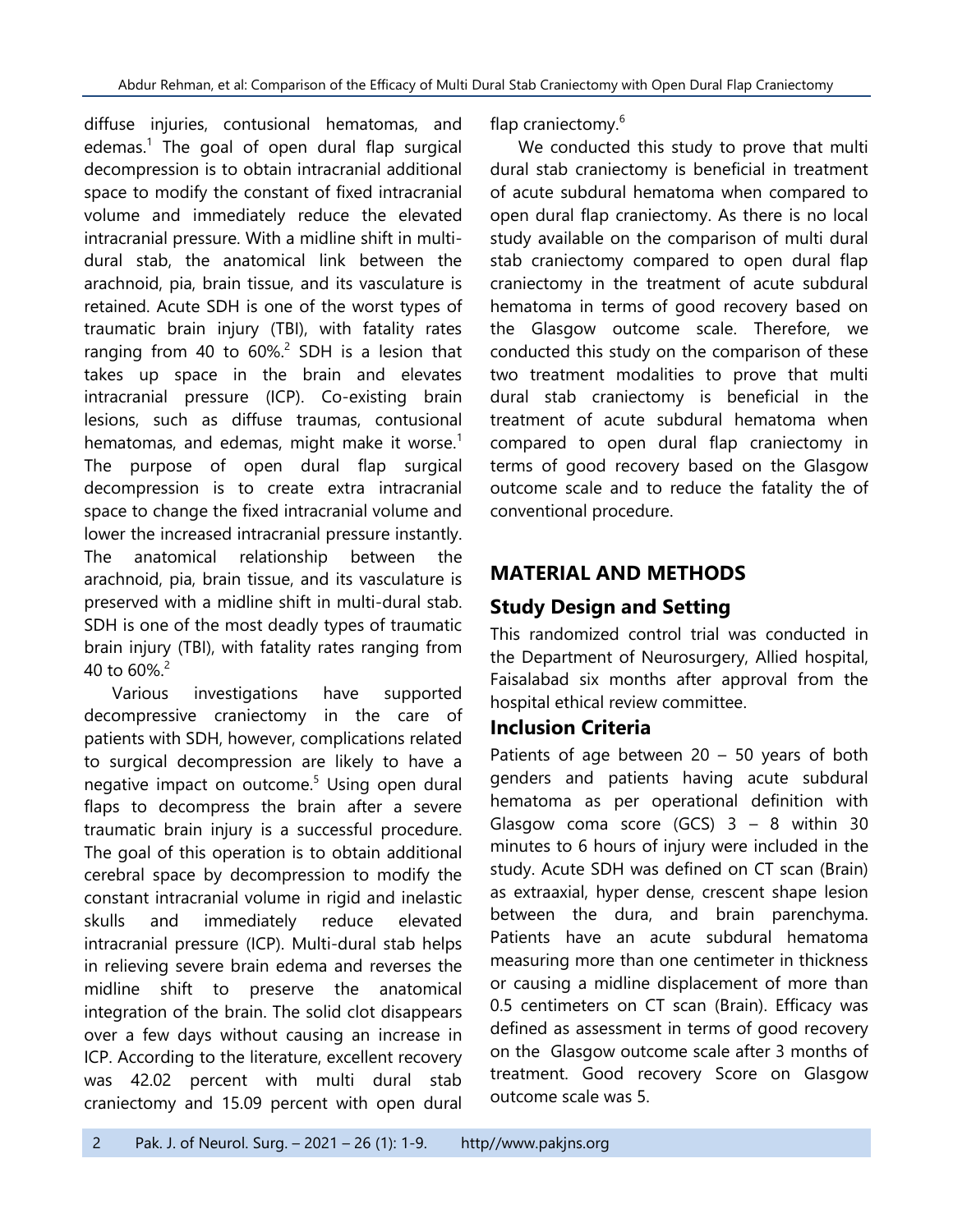diffuse injuries, contusional hematomas, and edemas.[1] The goal of open dural flap surgical decompression is to obtain intracranial additional space to modify the constant of fixed intracranial volume and immediately reduce the elevated intracranial pressure. With a midline shift in multi-dural stab, the anatomical link between the arachnoid, pia, brain tissue, and its vasculature is retained. Acute SDH is one of the worst types of traumatic brain injury (TBI), with fatality rates ranging from 40 to 60%.[2] SDH is a lesion that takes up space in the brain and elevates intracranial pressure (ICP). Co-existing brain lesions, such as diffuse traumas, contusional hematomas, and edemas, might make it worse.[1] The purpose of open dural flap surgical decompression is to create extra intracranial space to change the fixed intracranial volume and lower the increased intracranial pressure instantly. The anatomical relationship between the arachnoid, pia, brain tissue, and its vasculature is preserved with a midline shift in multi-dural stab. SDH is one of the most deadly types of traumatic brain injury (TBI), with fatality rates ranging from 40 to 60%.[2]

Various investigations have supported decompressive craniectomy in the care of patients with SDH, however, complications related to surgical decompression are likely to have a negative impact on outcome.[5] Using open dural flaps to decompress the brain after a severe traumatic brain injury is a successful procedure. The goal of this operation is to obtain additional cerebral space by decompression to modify the constant intracranial volume in rigid and inelastic skulls and immediately reduce elevated intracranial pressure (ICP). Multi-dural stab helps in relieving severe brain edema and reverses the midline shift to preserve the anatomical integration of the brain. The solid clot disappears over a few days without causing an increase in ICP. According to the literature, excellent recovery was 42.02 percent with multi dural stab craniectomy and 15.09 percent with open dural flap craniectomy.[6]

We conducted this study to prove that multi dural stab craniectomy is beneficial in treatment of acute subdural hematoma when compared to open dural flap craniectomy. As there is no local study available on the comparison of multi dural stab craniectomy compared to open dural flap craniectomy in the treatment of acute subdural hematoma in terms of good recovery based on the Glasgow outcome scale. Therefore, we conducted this study on the comparison of these two treatment modalities to prove that multi dural stab craniectomy is beneficial in the treatment of acute subdural hematoma when compared to open dural flap craniectomy in terms of good recovery based on the Glasgow outcome scale and to reduce the fatality the of conventional procedure.

## MATERIAL AND METHODS

### Study Design and Setting

This randomized control trial was conducted in the Department of Neurosurgery, Allied hospital, Faisalabad six months after approval from the hospital ethical review committee.

### Inclusion Criteria

Patients of age between 20 – 50 years of both genders and patients having acute subdural hematoma as per operational definition with Glasgow coma score (GCS) 3 – 8 within 30 minutes to 6 hours of injury were included in the study. Acute SDH was defined on CT scan (Brain) as extraaxial, hyper dense, crescent shape lesion between the dura, and brain parenchyma. Patients have an acute subdural hematoma measuring more than one centimeter in thickness or causing a midline displacement of more than 0.5 centimeters on CT scan (Brain). Efficacy was defined as assessment in terms of good recovery on the Glasgow outcome scale after 3 months of treatment. Good recovery Score on Glasgow outcome scale was 5.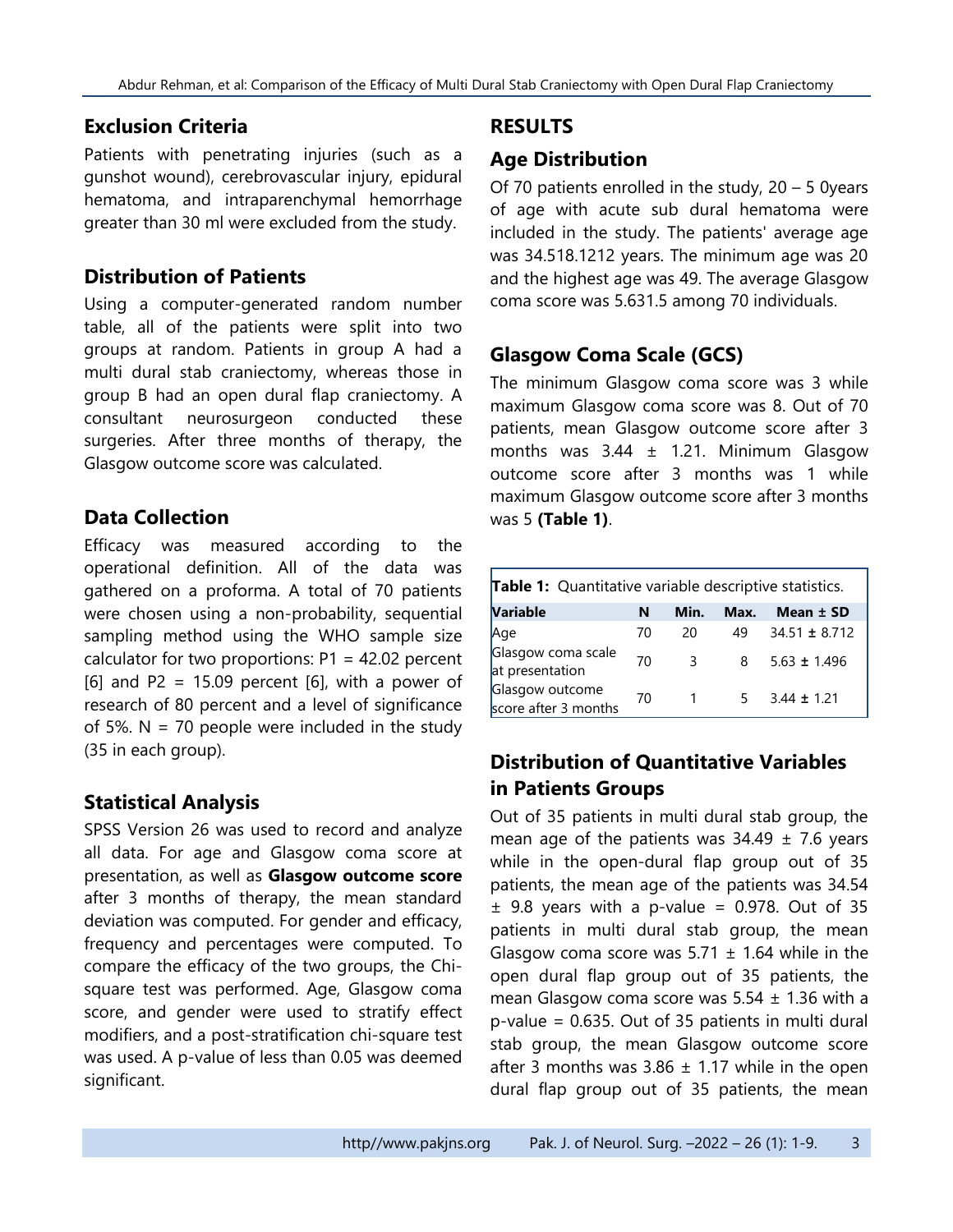## Exclusion Criteria

Patients with penetrating injuries (such as a gunshot wound), cerebrovascular injury, epidural hematoma, and intraparenchymal hemorrhage greater than 30 ml were excluded from the study.

## Distribution of Patients

Using a computer-generated random number table, all of the patients were split into two groups at random. Patients in group A had a multi dural stab craniectomy, whereas those in group B had an open dural flap craniectomy. A consultant neurosurgeon conducted these surgeries. After three months of therapy, the Glasgow outcome score was calculated.

## Data Collection

Efficacy was measured according to the operational definition. All of the data was gathered on a proforma. A total of 70 patients were chosen using a non-probability, sequential sampling method using the WHO sample size calculator for two proportions: P1 = 42.02 percent [6] and P2 = 15.09 percent [6], with a power of research of 80 percent and a level of significance of 5%. N = 70 people were included in the study (35 in each group).

## Statistical Analysis

SPSS Version 26 was used to record and analyze all data. For age and Glasgow coma score at presentation, as well as **Glasgow outcome score** after 3 months of therapy, the mean standard deviation was computed. For gender and efficacy, frequency and percentages were computed. To compare the efficacy of the two groups, the Chi-square test was performed. Age, Glasgow coma score, and gender were used to stratify effect modifiers, and a post-stratification chi-square test was used. A p-value of less than 0.05 was deemed significant.

# RESULTS

## Age Distribution

Of 70 patients enrolled in the study, 20 – 5 0years of age with acute sub dural hematoma were included in the study. The patients' average age was 34.518.1212 years. The minimum age was 20 and the highest age was 49. The average Glasgow coma score was 5.631.5 among 70 individuals.

## Glasgow Coma Scale (GCS)

The minimum Glasgow coma score was 3 while maximum Glasgow coma score was 8. Out of 70 patients, mean Glasgow outcome score after 3 months was 3.44 ± 1.21. Minimum Glasgow outcome score after 3 months was 1 while maximum Glasgow outcome score after 3 months was 5 **(Table 1)**.

**Table 1:** Quantitative variable descriptive statistics.

| Variable | N | Min. | Max. | Mean ± SD |
|---|---|---|---|---|
| Age | 70 | 20 | 49 | 34.51 ± 8.712 |
| Glasgow coma scale at presentation | 70 | 3 | 8 | 5.63 ± 1.496 |
| Glasgow outcome score after 3 months | 70 | 1 | 5 | 3.44 ± 1.21 |

## Distribution of Quantitative Variables in Patients Groups

Out of 35 patients in multi dural stab group, the mean age of the patients was 34.49 ± 7.6 years while in the open-dural flap group out of 35 patients, the mean age of the patients was 34.54 ± 9.8 years with a p-value = 0.978. Out of 35 patients in multi dural stab group, the mean Glasgow coma score was 5.71 ± 1.64 while in the open dural flap group out of 35 patients, the mean Glasgow coma score was 5.54 ± 1.36 with a p-value = 0.635. Out of 35 patients in multi dural stab group, the mean Glasgow outcome score after 3 months was 3.86 ± 1.17 while in the open dural flap group out of 35 patients, the mean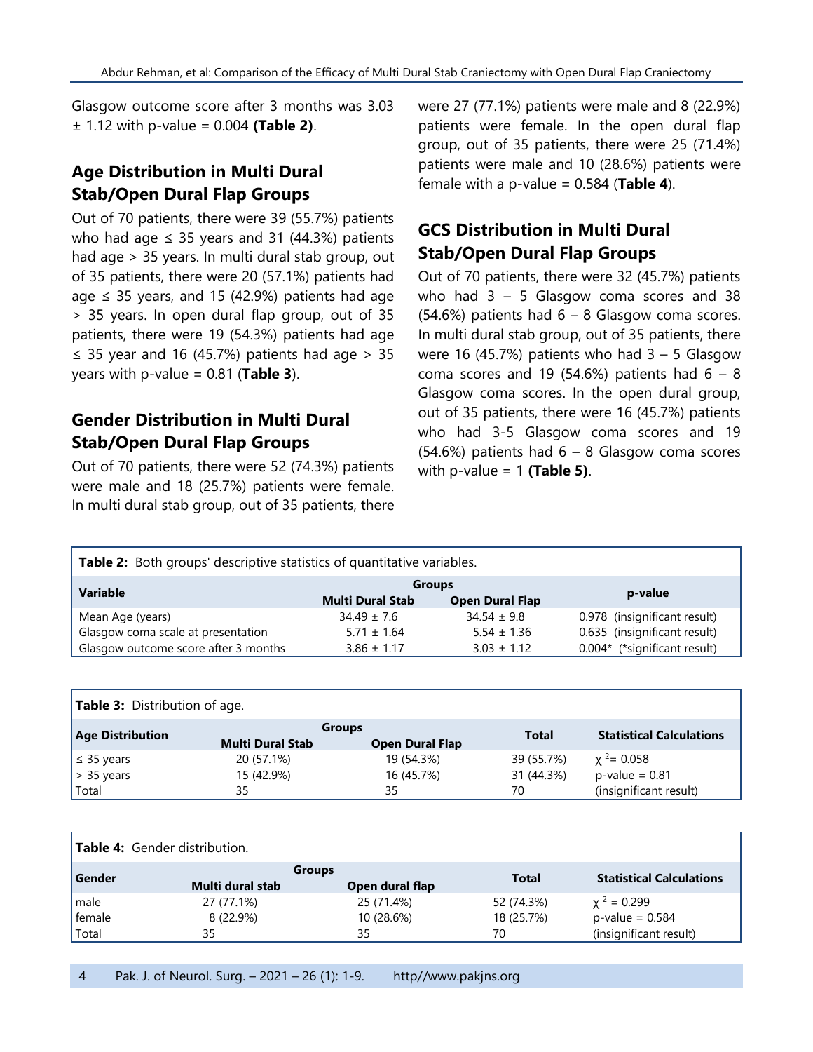Glasgow outcome score after 3 months was 3.03 ± 1.12 with p-value = 0.004 **(Table 2)**.

## Age Distribution in Multi Dural Stab/Open Dural Flap Groups

Out of 70 patients, there were 39 (55.7%) patients who had age ≤ 35 years and 31 (44.3%) patients had age > 35 years. In multi dural stab group, out of 35 patients, there were 20 (57.1%) patients had age ≤ 35 years, and 15 (42.9%) patients had age > 35 years. In open dural flap group, out of 35 patients, there were 19 (54.3%) patients had age ≤ 35 year and 16 (45.7%) patients had age > 35 years with p-value = 0.81 (**Table 3**).

## Gender Distribution in Multi Dural Stab/Open Dural Flap Groups

Out of 70 patients, there were 52 (74.3%) patients were male and 18 (25.7%) patients were female. In multi dural stab group, out of 35 patients, there were 27 (77.1%) patients were male and 8 (22.9%) patients were female. In the open dural flap group, out of 35 patients, there were 25 (71.4%) patients were male and 10 (28.6%) patients were female with a p-value = 0.584 (**Table 4**).

## GCS Distribution in Multi Dural Stab/Open Dural Flap Groups

Out of 70 patients, there were 32 (45.7%) patients who had 3 – 5 Glasgow coma scores and 38 (54.6%) patients had 6 – 8 Glasgow coma scores. In multi dural stab group, out of 35 patients, there were 16 (45.7%) patients who had 3 – 5 Glasgow coma scores and 19 (54.6%) patients had 6 – 8 Glasgow coma scores. In the open dural group, out of 35 patients, there were 16 (45.7%) patients who had 3-5 Glasgow coma scores and 19 (54.6%) patients had 6 – 8 Glasgow coma scores with p-value = 1 **(Table 5)**.

**Table 2:** Both groups' descriptive statistics of quantitative variables.

| Variable | Groups | | p-value |
|---|---|---|---|
| | Multi Dural Stab | Open Dural Flap | |
| Mean Age (years) | 34.49 ± 7.6 | 34.54 ± 9.8 | 0.978 (insignificant result) |
| Glasgow coma scale at presentation | 5.71 ± 1.64 | 5.54 ± 1.36 | 0.635 (insignificant result) |
| Glasgow outcome score after 3 months | 3.86 ± 1.17 | 3.03 ± 1.12 | 0.004* (*significant result) |

**Table 3:** Distribution of age.

| Age Distribution | Groups | | Total | Statistical Calculations |
|---|---|---|---|---|
| | Multi Dural Stab | Open Dural Flap | | |
| ≤ 35 years | 20 (57.1%) | 19 (54.3%) | 39 (55.7%) | $\chi^2$= 0.058 |
| > 35 years | 15 (42.9%) | 16 (45.7%) | 31 (44.3%) | p-value = 0.81 |
| Total | 35 | 35 | 70 | (insignificant result) |

**Table 4:** Gender distribution.

| Gender | Groups | | Total | Statistical Calculations |
|---|---|---|---|---|
| | Multi dural stab | Open dural flap | | |
| male | 27 (77.1%) | 25 (71.4%) | 52 (74.3%) | $\chi^2$ = 0.299 |
| female | 8 (22.9%) | 10 (28.6%) | 18 (25.7%) | p-value = 0.584 |
| Total | 35 | 35 | 70 | (insignificant result) |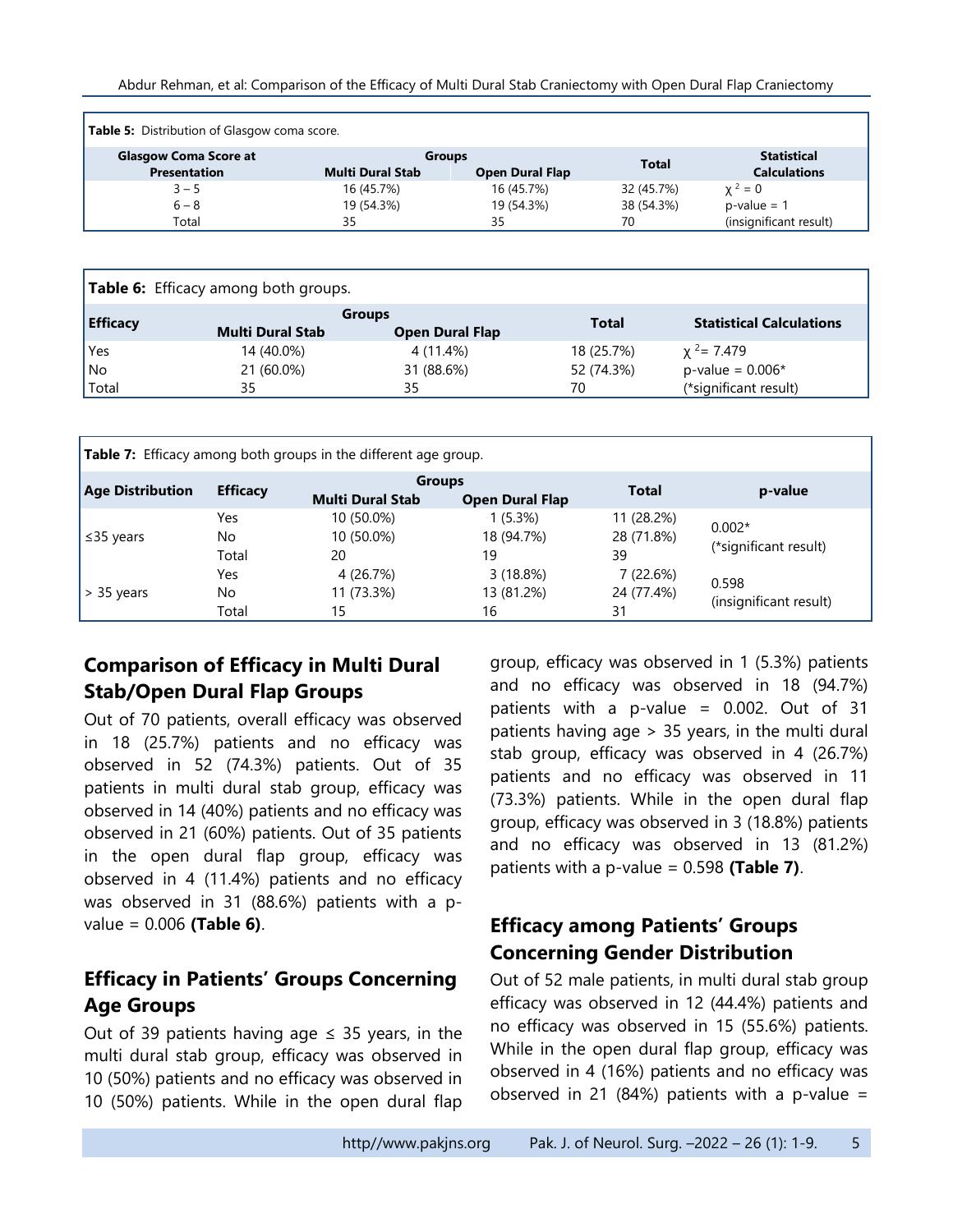**Table 5:** Distribution of Glasgow coma score.

| Glasgow Coma Score at Presentation | Groups | | Total | Statistical Calculations |
|---|---|---|---|---|
| | Multi Dural Stab | Open Dural Flap | | |
| 3 – 5 | 16 (45.7%) | 16 (45.7%) | 32 (45.7%) | $\chi^2 = 0$ |
| 6 – 8 | 19 (54.3%) | 19 (54.3%) | 38 (54.3%) | p-value = 1 |
| Total | 35 | 35 | 70 | (insignificant result) |

**Table 6:** Efficacy among both groups.

| Efficacy | Groups | | Total | Statistical Calculations |
|---|---|---|---|---|
| | Multi Dural Stab | Open Dural Flap | | |
| Yes | 14 (40.0%) | 4 (11.4%) | 18 (25.7%) | $\chi^2 = 7.479$ |
| No | 21 (60.0%) | 31 (88.6%) | 52 (74.3%) | p-value = 0.006* |
| Total | 35 | 35 | 70 | (*significant result) |

**Table 7:** Efficacy among both groups in the different age group.

| Age Distribution | Efficacy | Groups | | Total | p-value |
|---|---|---|---|---|---|
| | | Multi Dural Stab | Open Dural Flap | | |
| ≤35 years | Yes | 10 (50.0%) | 1 (5.3%) | 11 (28.2%) | 0.002* (*significant result) |
| | No | 10 (50.0%) | 18 (94.7%) | 28 (71.8%) | |
| | Total | 20 | 19 | 39 | |
| > 35 years | Yes | 4 (26.7%) | 3 (18.8%) | 7 (22.6%) | 0.598 (insignificant result) |
| | No | 11 (73.3%) | 13 (81.2%) | 24 (77.4%) | |
| | Total | 15 | 16 | 31 | |

## Comparison of Efficacy in Multi Dural Stab/Open Dural Flap Groups

Out of 70 patients, overall efficacy was observed in 18 (25.7%) patients and no efficacy was observed in 52 (74.3%) patients. Out of 35 patients in multi dural stab group, efficacy was observed in 14 (40%) patients and no efficacy was observed in 21 (60%) patients. Out of 35 patients in the open dural flap group, efficacy was observed in 4 (11.4%) patients and no efficacy was observed in 31 (88.6%) patients with a p-value = 0.006 **(Table 6)**.

## Efficacy in Patients' Groups Concerning Age Groups

Out of 39 patients having age ≤ 35 years, in the multi dural stab group, efficacy was observed in 10 (50%) patients and no efficacy was observed in 10 (50%) patients. While in the open dural flap group, efficacy was observed in 1 (5.3%) patients and no efficacy was observed in 18 (94.7%) patients with a p-value = 0.002. Out of 31 patients having age > 35 years, in the multi dural stab group, efficacy was observed in 4 (26.7%) patients and no efficacy was observed in 11 (73.3%) patients. While in the open dural flap group, efficacy was observed in 3 (18.8%) patients and no efficacy was observed in 13 (81.2%) patients with a p-value = 0.598 **(Table 7)**.

## Efficacy among Patients' Groups Concerning Gender Distribution

Out of 52 male patients, in multi dural stab group efficacy was observed in 12 (44.4%) patients and no efficacy was observed in 15 (55.6%) patients. While in the open dural flap group, efficacy was observed in 4 (16%) patients and no efficacy was observed in 21 (84%) patients with a p-value =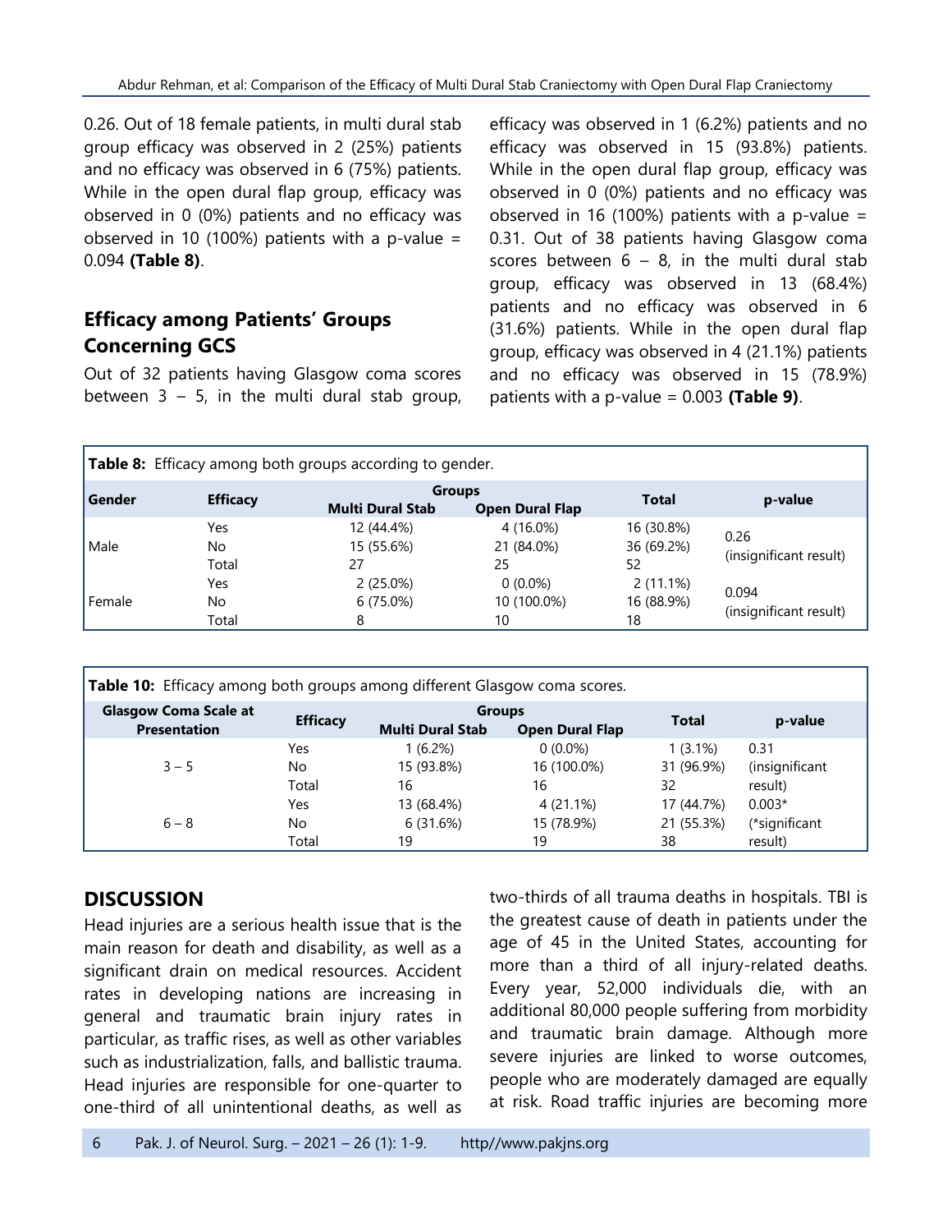0.26. Out of 18 female patients, in multi dural stab group efficacy was observed in 2 (25%) patients and no efficacy was observed in 6 (75%) patients. While in the open dural flap group, efficacy was observed in 0 (0%) patients and no efficacy was observed in 10 (100%) patients with a p-value = 0.094 **(Table 8)**.

## Efficacy among Patients' Groups Concerning GCS

Out of 32 patients having Glasgow coma scores between 3 – 5, in the multi dural stab group, efficacy was observed in 1 (6.2%) patients and no efficacy was observed in 15 (93.8%) patients. While in the open dural flap group, efficacy was observed in 0 (0%) patients and no efficacy was observed in 16 (100%) patients with a p-value = 0.31. Out of 38 patients having Glasgow coma scores between 6 – 8, in the multi dural stab group, efficacy was observed in 13 (68.4%) patients and no efficacy was observed in 6 (31.6%) patients. While in the open dural flap group, efficacy was observed in 4 (21.1%) patients and no efficacy was observed in 15 (78.9%) patients with a p-value = 0.003 **(Table 9)**.

**Table 8:** Efficacy among both groups according to gender.

| Gender | Efficacy | Groups | | Total | p-value |
|---|---|---|---|---|---|
| | | Multi Dural Stab | Open Dural Flap | | |
| Male | Yes | 12 (44.4%) | 4 (16.0%) | 16 (30.8%) | 0.26 (insignificant result) |
| | No | 15 (55.6%) | 21 (84.0%) | 36 (69.2%) | |
| | Total | 27 | 25 | 52 | |
| Female | Yes | 2 (25.0%) | 0 (0.0%) | 2 (11.1%) | 0.094 (insignificant result) |
| | No | 6 (75.0%) | 10 (100.0%) | 16 (88.9%) | |
| | Total | 8 | 10 | 18 | |

**Table 10:** Efficacy among both groups among different Glasgow coma scores.

| Glasgow Coma Scale at Presentation | Efficacy | Groups | | Total | p-value |
|---|---|---|---|---|---|
| | | Multi Dural Stab | Open Dural Flap | | |
| 3 – 5 | Yes | 1 (6.2%) | 0 (0.0%) | 1 (3.1%) | 0.31 (insignificant result) |
| | No | 15 (93.8%) | 16 (100.0%) | 31 (96.9%) | |
| | Total | 16 | 16 | 32 | |
| 6 – 8 | Yes | 13 (68.4%) | 4 (21.1%) | 17 (44.7%) | 0.003* (*significant result) |
| | No | 6 (31.6%) | 15 (78.9%) | 21 (55.3%) | |
| | Total | 19 | 19 | 38 | |

## DISCUSSION

Head injuries are a serious health issue that is the main reason for death and disability, as well as a significant drain on medical resources. Accident rates in developing nations are increasing in general and traumatic brain injury rates in particular, as traffic rises, as well as other variables such as industrialization, falls, and ballistic trauma. Head injuries are responsible for one-quarter to one-third of all unintentional deaths, as well as two-thirds of all trauma deaths in hospitals. TBI is the greatest cause of death in patients under the age of 45 in the United States, accounting for more than a third of all injury-related deaths. Every year, 52,000 individuals die, with an additional 80,000 people suffering from morbidity and traumatic brain damage. Although more severe injuries are linked to worse outcomes, people who are moderately damaged are equally at risk. Road traffic injuries are becoming more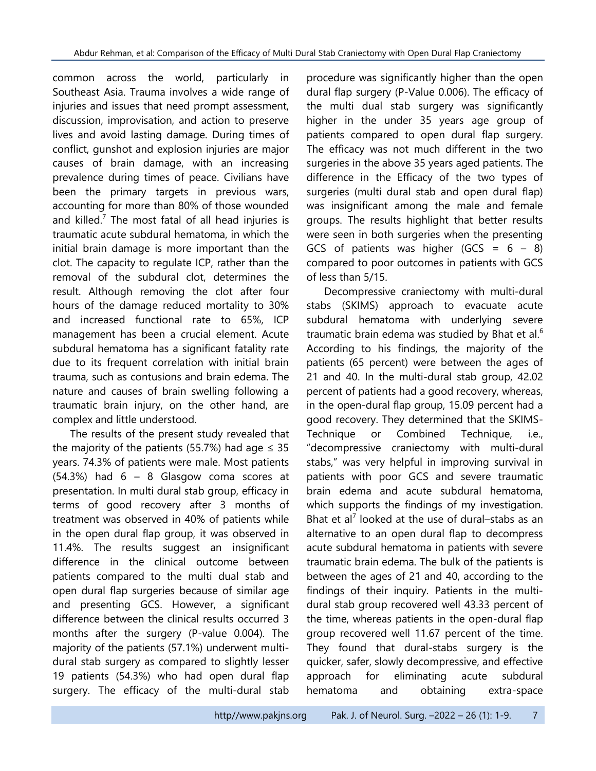common across the world, particularly in Southeast Asia. Trauma involves a wide range of injuries and issues that need prompt assessment, discussion, improvisation, and action to preserve lives and avoid lasting damage. During times of conflict, gunshot and explosion injuries are major causes of brain damage, with an increasing prevalence during times of peace. Civilians have been the primary targets in previous wars, accounting for more than 80% of those wounded and killed.[7] The most fatal of all head injuries is traumatic acute subdural hematoma, in which the initial brain damage is more important than the clot. The capacity to regulate ICP, rather than the removal of the subdural clot, determines the result. Although removing the clot after four hours of the damage reduced mortality to 30% and increased functional rate to 65%, ICP management has been a crucial element. Acute subdural hematoma has a significant fatality rate due to its frequent correlation with initial brain trauma, such as contusions and brain edema. The nature and causes of brain swelling following a traumatic brain injury, on the other hand, are complex and little understood.

The results of the present study revealed that the majority of the patients (55.7%) had age ≤ 35 years. 74.3% of patients were male. Most patients (54.3%) had 6 – 8 Glasgow coma scores at presentation. In multi dural stab group, efficacy in terms of good recovery after 3 months of treatment was observed in 40% of patients while in the open dural flap group, it was observed in 11.4%. The results suggest an insignificant difference in the clinical outcome between patients compared to the multi dual stab and open dural flap surgeries because of similar age and presenting GCS. However, a significant difference between the clinical results occurred 3 months after the surgery (P-value 0.004). The majority of the patients (57.1%) underwent multi-dural stab surgery as compared to slightly lesser 19 patients (54.3%) who had open dural flap surgery. The efficacy of the multi-dural stab procedure was significantly higher than the open dural flap surgery (P-Value 0.006). The efficacy of the multi dual stab surgery was significantly higher in the under 35 years age group of patients compared to open dural flap surgery. The efficacy was not much different in the two surgeries in the above 35 years aged patients. The difference in the Efficacy of the two types of surgeries (multi dural stab and open dural flap) was insignificant among the male and female groups. The results highlight that better results were seen in both surgeries when the presenting GCS of patients was higher (GCS = 6 – 8) compared to poor outcomes in patients with GCS of less than 5/15.

Decompressive craniectomy with multi-dural stabs (SKIMS) approach to evacuate acute subdural hematoma with underlying severe traumatic brain edema was studied by Bhat et al.[6] According to his findings, the majority of the patients (65 percent) were between the ages of 21 and 40. In the multi-dural stab group, 42.02 percent of patients had a good recovery, whereas, in the open-dural flap group, 15.09 percent had a good recovery. They determined that the SKIMS-Technique or Combined Technique, i.e., "decompressive craniectomy with multi-dural stabs," was very helpful in improving survival in patients with poor GCS and severe traumatic brain edema and acute subdural hematoma, which supports the findings of my investigation. Bhat et al[7] looked at the use of dural–stabs as an alternative to an open dural flap to decompress acute subdural hematoma in patients with severe traumatic brain edema. The bulk of the patients is between the ages of 21 and 40, according to the findings of their inquiry. Patients in the multi-dural stab group recovered well 43.33 percent of the time, whereas patients in the open-dural flap group recovered well 11.67 percent of the time. They found that dural-stabs surgery is the quicker, safer, slowly decompressive, and effective approach for eliminating acute subdural hematoma and obtaining extra-space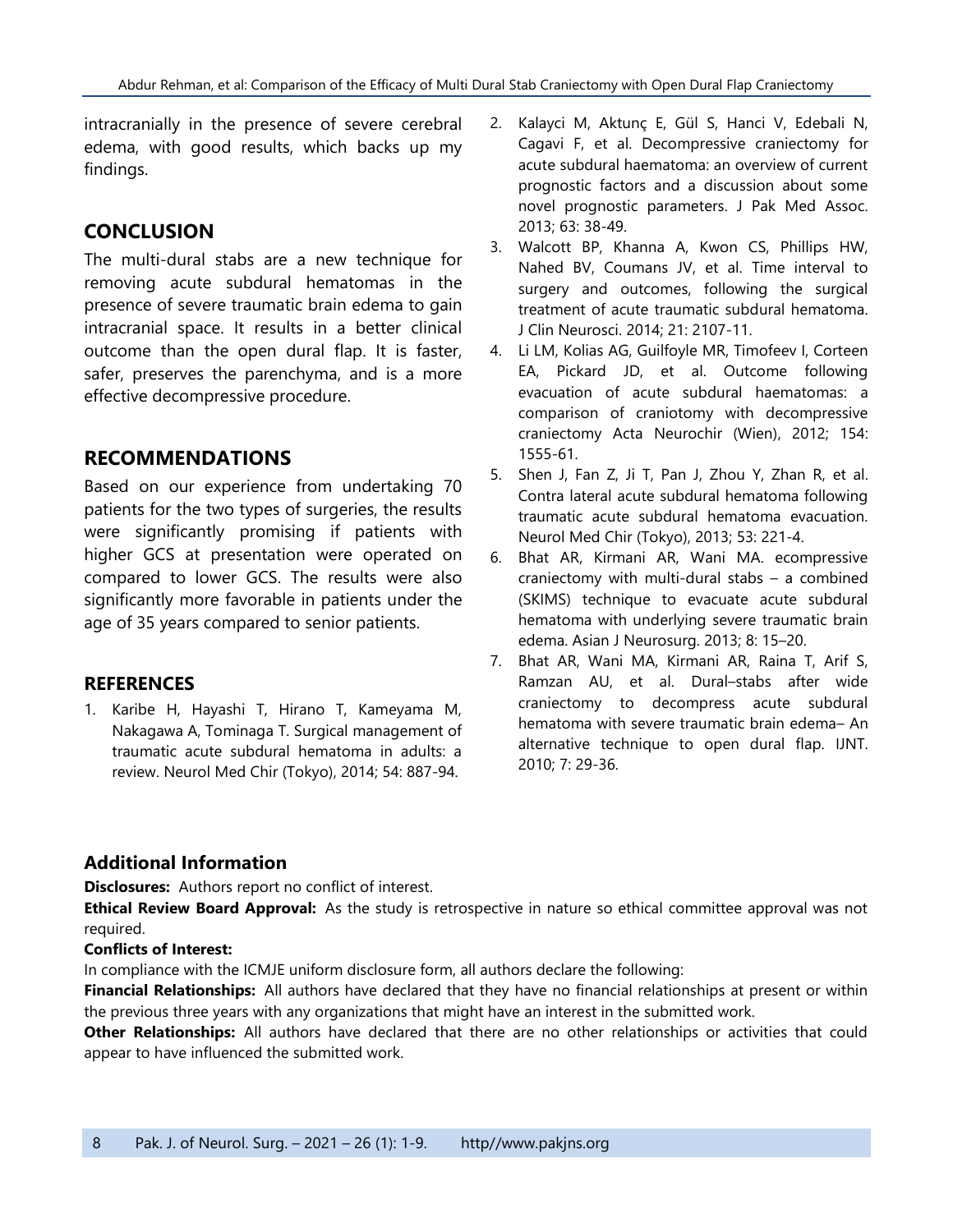intracranially in the presence of severe cerebral edema, with good results, which backs up my findings.

## CONCLUSION

The multi-dural stabs are a new technique for removing acute subdural hematomas in the presence of severe traumatic brain edema to gain intracranial space. It results in a better clinical outcome than the open dural flap. It is faster, safer, preserves the parenchyma, and is a more effective decompressive procedure.

## RECOMMENDATIONS

Based on our experience from undertaking 70 patients for the two types of surgeries, the results were significantly promising if patients with higher GCS at presentation were operated on compared to lower GCS. The results were also significantly more favorable in patients under the age of 35 years compared to senior patients.

### REFERENCES

1. Karibe H, Hayashi T, Hirano T, Kameyama M, Nakagawa A, Tominaga T. Surgical management of traumatic acute subdural hematoma in adults: a review. Neurol Med Chir (Tokyo), 2014; 54: 887-94.
2. Kalayci M, Aktunç E, Gül S, Hanci V, Edebali N, Cagavi F, et al. Decompressive craniectomy for acute subdural haematoma: an overview of current prognostic factors and a discussion about some novel prognostic parameters. J Pak Med Assoc. 2013; 63: 38-49.
3. Walcott BP, Khanna A, Kwon CS, Phillips HW, Nahed BV, Coumans JV, et al. Time interval to surgery and outcomes, following the surgical treatment of acute traumatic subdural hematoma. J Clin Neurosci. 2014; 21: 2107-11.
4. Li LM, Kolias AG, Guilfoyle MR, Timofeev I, Corteen EA, Pickard JD, et al. Outcome following evacuation of acute subdural haematomas: a comparison of craniotomy with decompressive craniectomy Acta Neurochir (Wien), 2012; 154: 1555-61.
5. Shen J, Fan Z, Ji T, Pan J, Zhou Y, Zhan R, et al. Contra lateral acute subdural hematoma following traumatic acute subdural hematoma evacuation. Neurol Med Chir (Tokyo), 2013; 53: 221-4.
6. Bhat AR, Kirmani AR, Wani MA. ecompressive craniectomy with multi-dural stabs – a combined (SKIMS) technique to evacuate acute subdural hematoma with underlying severe traumatic brain edema. Asian J Neurosurg. 2013; 8: 15–20.
7. Bhat AR, Wani MA, Kirmani AR, Raina T, Arif S, Ramzan AU, et al. Dural–stabs after wide craniectomy to decompress acute subdural hematoma with severe traumatic brain edema– An alternative technique to open dural flap. IJNT. 2010; 7: 29-36.

### Additional Information

**Disclosures:** Authors report no conflict of interest.

**Ethical Review Board Approval:** As the study is retrospective in nature so ethical committee approval was not required.

**Conflicts of Interest:**

In compliance with the ICMJE uniform disclosure form, all authors declare the following:

**Financial Relationships:** All authors have declared that they have no financial relationships at present or within the previous three years with any organizations that might have an interest in the submitted work.

**Other Relationships:** All authors have declared that there are no other relationships or activities that could appear to have influenced the submitted work.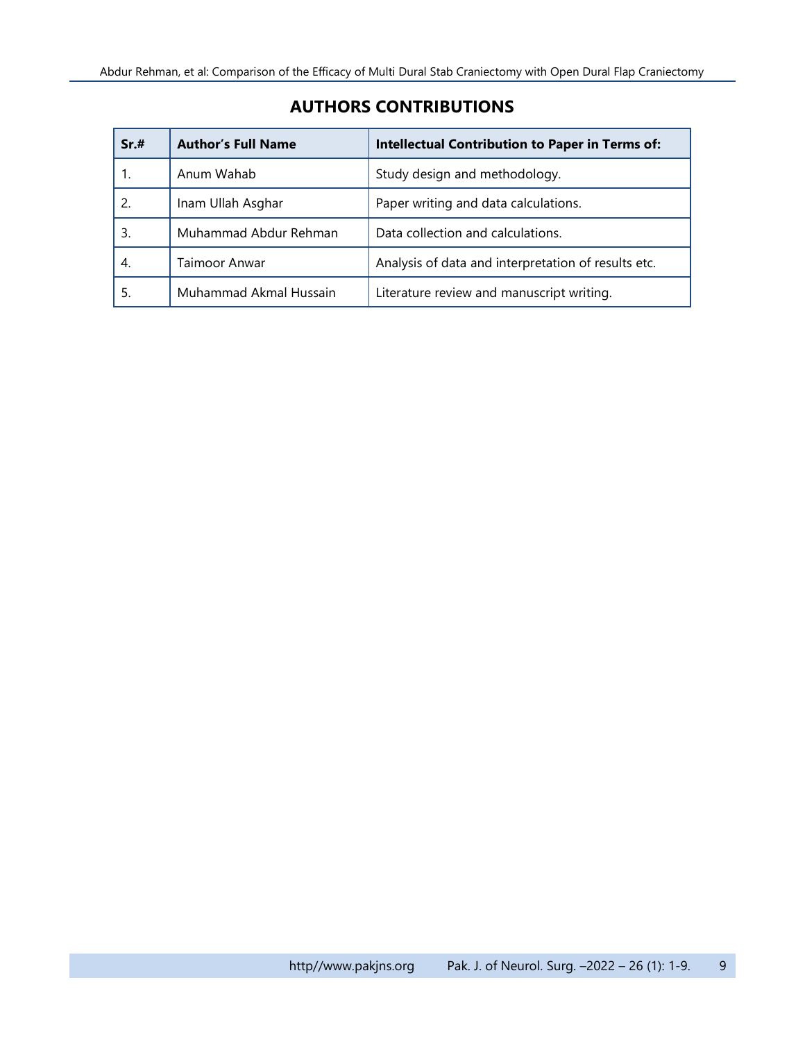## AUTHORS CONTRIBUTIONS

| Sr.# | Author's Full Name | Intellectual Contribution to Paper in Terms of: |
|---|---|---|
| 1. | Anum Wahab | Study design and methodology. |
| 2. | Inam Ullah Asghar | Paper writing and data calculations. |
| 3. | Muhammad Abdur Rehman | Data collection and calculations. |
| 4. | Taimoor Anwar | Analysis of data and interpretation of results etc. |
| 5. | Muhammad Akmal Hussain | Literature review and manuscript writing. |